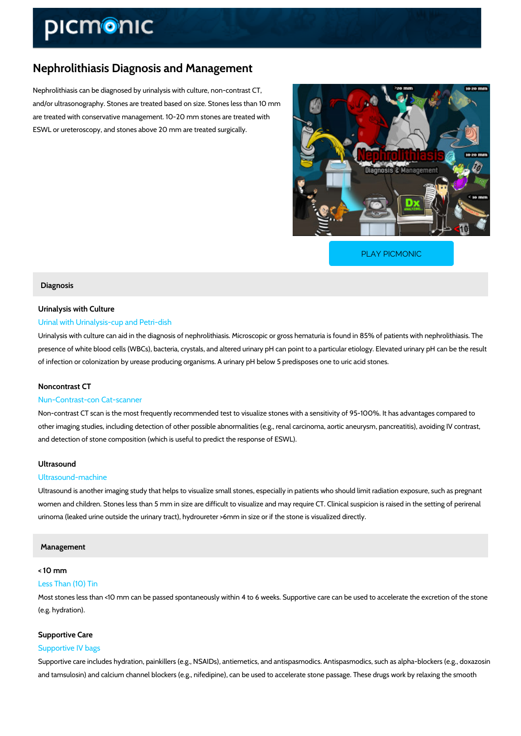# Nephrolithiasis Diagnosis and Management

Nephrolithiasis can be diagnosed by urinalysis with culture, non-contrast CT, and/or ultrasonography. Stones are treated based on size. Stones less than 10 mm are treated with conservative management. 10-20 mm stones are treated with ESWL or ureteroscopy, and stones above 20 mm are treated surgically.

PLAY PICMONIC

## Diagnosis

### Urinalysis with Culture

Urinal with Urinalysis-cup and Petri-dish

Urinalysis with culture can aid in the diagnosis of nephrolithiasis. Microscopic or gross hematuria is found in 85% of patients with nephrolithiasis. The presence of white blood cells (WBCs), bacteria, crystals, and altered urinary pH can point to a particular etiology. Elevated urinary pH can be the result of infection or colonization by urease producing organisms. A urinary pH below 5 predisposes one to uric acid stones.

### Noncontrast CT

Nun-Contrast-con Cat-scanner

Non-contrast CT scan is the most frequently recommended test to visualize stones with a sensitivity of 95-100%. It has advantages compared to other imaging studies, including detection of other possible abnormalities (e.g., renal carcinoma, aortic aneurysm, pancreatitis), avoiding IV contrast, and detection of stone composition (which is useful to predict the response of ESWL).

### Ultrasound

Ultrasound-machine

Ultrasound is another imaging study that helps to visualize small stones, especially in patients who should limit radiation exposure, such as pregnant women and children. Stones less than 5 mm in size are difficult to visualize and may require CT. Clinical suspicion is raised in the setting of perirenal urinoma (leaked urine outside the urinary tract), hydroureter >6mm in size or if the stone is visualized directly.

## Management

### < 10 mm

Less Than (10) Tin

Most stones less than <10 mm can be passed spontaneously within 4 to 6 weeks. Supportive care can be used to accelerate the excretion of the stone (e.g. hydration).

### Supportive Care

Supportive IV bags

Supportive care includes hydration, painkillers (e.g., NSAIDs), antiemetics, and antispasmodics. Antispasmodics, such as alpha-blockers (e.g., doxazosin and tamsulosin) and calcium channel blockers (e.g., nifedipine), can be used to accelerate stone passage. These drugs work by relaxing the smooth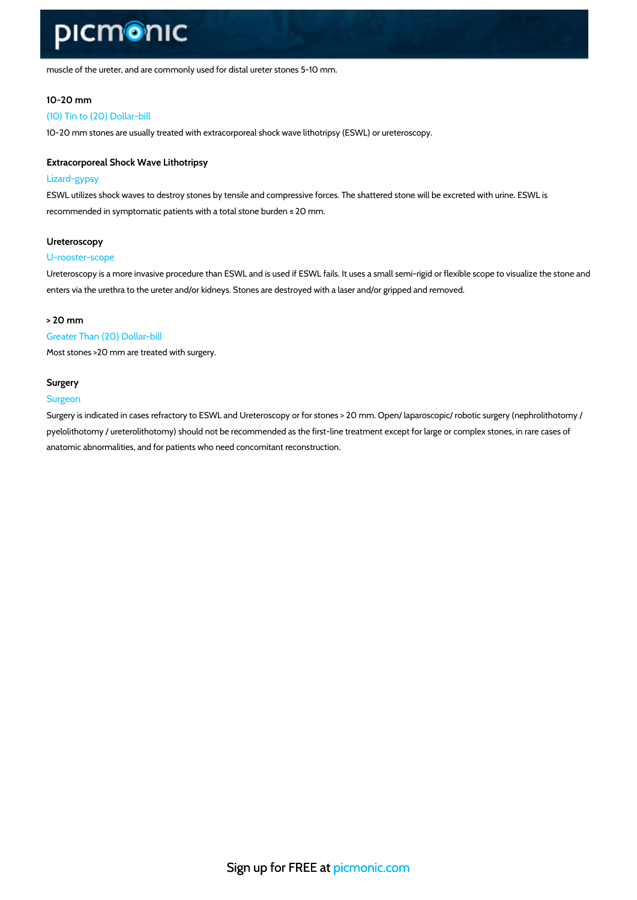muscle of the ureter, and are commonly used for distal ureter stones 5-10 mm.

### 10-20 mm

(10) Tin to (20) Dollar-bill

10-20 mm stones are usually treated with extracorporeal shock wave lithotripsy (ESWL) or ureteroscopy.

### Extracorporeal Shock Wave Lithotripsy

Lizard-gypsy

ESWL utilizes shock waves to destroy stones by tensile and compressive forces. The shattered stone will be excreted with urine. ESWL is recommended in symptomatic patients with a total stone burden ≤ 20 mm.

### Ureteroscopy

U-rooster-scope

Ureteroscopy is a more invasive procedure than ESWL and is used if ESWL fails. It uses a small semi-rigid or flexible scope to visualize the stone and enters via the urethra to the ureter and/or kidneys. Stones are destroyed with a laser and/or gripped and removed.

### > 20 mm

Greater Than (20) Dollar-bill

Most stones >20 mm are treated with surgery.

### Surgery

Surgeon

Surgery is indicated in cases refractory to ESWL and Ureteroscopy or for stones > 20 mm. Open/ laparoscopic/ robotic surgery (nephrolithotomy / pyelolithotomy / ureterolithotomy) should not be recommended as the first-line treatment except for large or complex stones, in rare cases of anatomic abnormalities, and for patients who need concomitant reconstruction.